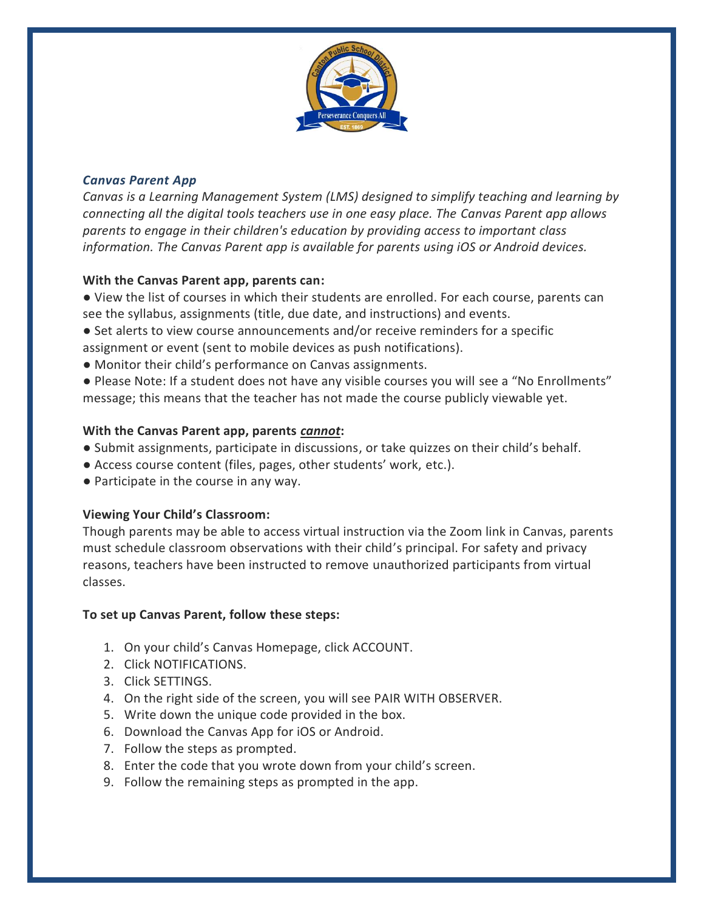## *Canvas Parent App*

*Canvas is a Learning Management System (LMS) designed to simplify teaching and learning by connecting all the digital tools teachers use in one easy place. The Canvas Parent app allows parents to engage in their children's education by providing access to important class information. The Canvas Parent app is available for parents using iOS or Android devices.*

**With the Canvas Parent app, parents can:**

- View the list of courses in which their students are enrolled. For each course, parents can see the syllabus, assignments (title, due date, and instructions) and events.
- Set alerts to view course announcements and/or receive reminders for a specific assignment or event (sent to mobile devices as push notifications).
- Monitor their child's performance on Canvas assignments.
- Please Note: If a student does not have any visible courses you will see a "No Enrollments" message; this means that the teacher has not made the course publicly viewable yet.

**With the Canvas Parent app, parents *cannot*:**

- Submit assignments, participate in discussions, or take quizzes on their child's behalf.
- Access course content (files, pages, other students' work, etc.).
- Participate in the course in any way.

**Viewing Your Child's Classroom:**

Though parents may be able to access virtual instruction via the Zoom link in Canvas, parents must schedule classroom observations with their child's principal. For safety and privacy reasons, teachers have been instructed to remove unauthorized participants from virtual classes.

**To set up Canvas Parent, follow these steps:**

1. On your child's Canvas Homepage, click ACCOUNT.
2. Click NOTIFICATIONS.
3. Click SETTINGS.
4. On the right side of the screen, you will see PAIR WITH OBSERVER.
5. Write down the unique code provided in the box.
6. Download the Canvas App for iOS or Android.
7. Follow the steps as prompted.
8. Enter the code that you wrote down from your child's screen.
9. Follow the remaining steps as prompted in the app.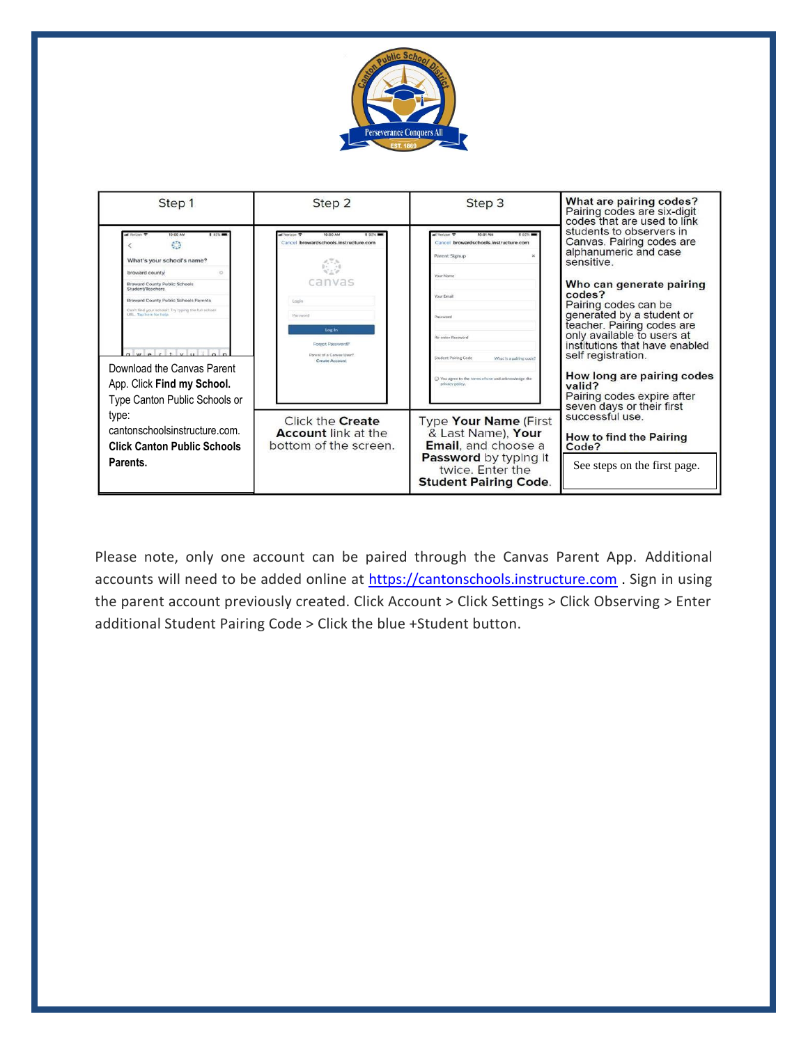| Step 1 | Step 2 | Step 3 | **What are pairing codes?** Pairing codes are six-digit codes that are used to link students to observers in Canvas. Pairing codes are alphanumeric and case sensitive. **Who can generate pairing codes?** Pairing codes can be generated by a student or teacher. Pairing codes are only available to users at institutions that have enabled self registration. **How long are pairing codes valid?** Pairing codes expire after seven days or their first successful use. **How to find the Pairing Code?** See steps on the first page. |
|---|---|---|---|
| Download the Canvas Parent App. Click **Find my School.** Type Canton Public Schools or type: cantonschoolsinstructure.com. **Click Canton Public Schools Parents.** | Click the **Create Account** link at the bottom of the screen. | Type **Your Name** (First & Last Name), **Your Email**, and choose a **Password** by typing it twice. Enter the **Student Pairing Code**. | |

Please note, only one account can be paired through the Canvas Parent App. Additional accounts will need to be added online at https://cantonschools.instructure.com . Sign in using the parent account previously created. Click Account > Click Settings > Click Observing > Enter additional Student Pairing Code > Click the blue +Student button.